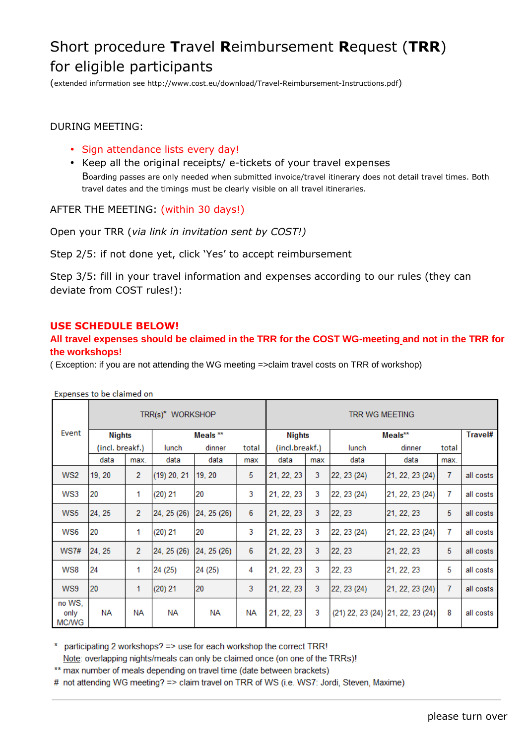# Short procedure **T**ravel **R**eimbursement **R**equest (**TRR**) for eligible participants

(extended information see http://www.cost.eu/download/Travel-Reimbursement-Instructions.pdf)

DURING MEETING:

- Sign attendance lists every day!
- Keep all the original receipts/ e-tickets of your travel expenses
  Boarding passes are only needed when submitted invoice/travel itinerary does not detail travel times. Both travel dates and the timings must be clearly visible on all travel itineraries.

AFTER THE MEETING: (within 30 days!)

Open your TRR (*via link in invitation sent by COST!)*

Step 2/5: if not done yet, click 'Yes' to accept reimbursement

Step 3/5: fill in your travel information and expenses according to our rules (they can deviate from COST rules!):

**USE SCHEDULE BELOW!**

**All travel expenses should be claimed in the TRR for the COST WG-meeting and not in the TRR for the workshops!**

( Exception: if you are not attending the WG meeting =>claim travel costs on TRR of workshop)

Expenses to be claimed on

| Event | TRR(s)* WORKSHOP | | | | | TRR WG MEETING | | | | | |
|---|---|---|---|---|---|---|---|---|---|---|---|
| | Nights (incl. breakf.) | | Meals ** | | | Nights (incl.breakf.) | | Meals** | | | Travel# |
| | data | max. | lunch data | dinner data | total max | data | max | lunch data | dinner data | total max. | |
| WS2 | 19, 20 | 2 | (19) 20, 21 | 19, 20 | 5 | 21, 22, 23 | 3 | 22, 23 (24) | 21, 22, 23 (24) | 7 | all costs |
| WS3 | 20 | 1 | (20) 21 | 20 | 3 | 21, 22, 23 | 3 | 22, 23 (24) | 21, 22, 23 (24) | 7 | all costs |
| WS5 | 24, 25 | 2 | 24, 25 (26) | 24, 25 (26) | 6 | 21, 22, 23 | 3 | 22, 23 | 21, 22, 23 | 5 | all costs |
| WS6 | 20 | 1 | (20) 21 | 20 | 3 | 21, 22, 23 | 3 | 22, 23 (24) | 21, 22, 23 (24) | 7 | all costs |
| WS7# | 24, 25 | 2 | 24, 25 (26) | 24, 25 (26) | 6 | 21, 22, 23 | 3 | 22, 23 | 21, 22, 23 | 5 | all costs |
| WS8 | 24 | 1 | 24 (25) | 24 (25) | 4 | 21, 22, 23 | 3 | 22, 23 | 21, 22, 23 | 5 | all costs |
| WS9 | 20 | 1 | (20) 21 | 20 | 3 | 21, 22, 23 | 3 | 22, 23 (24) | 21, 22, 23 (24) | 7 | all costs |
| no WS, only MC/WG | NA | NA | NA | NA | NA | 21, 22, 23 | 3 | (21) 22, 23 (24) | 21, 22, 23 (24) | 8 | all costs |

\* participating 2 workshops? => use for each workshop the correct TRR!
Note: overlapping nights/meals can only be claimed once (on one of the TRRs)!

\*\* max number of meals depending on travel time (date between brackets)

\# not attending WG meeting? => claim travel on TRR of WS (i.e. WS7: Jordi, Steven, Maxime)

please turn over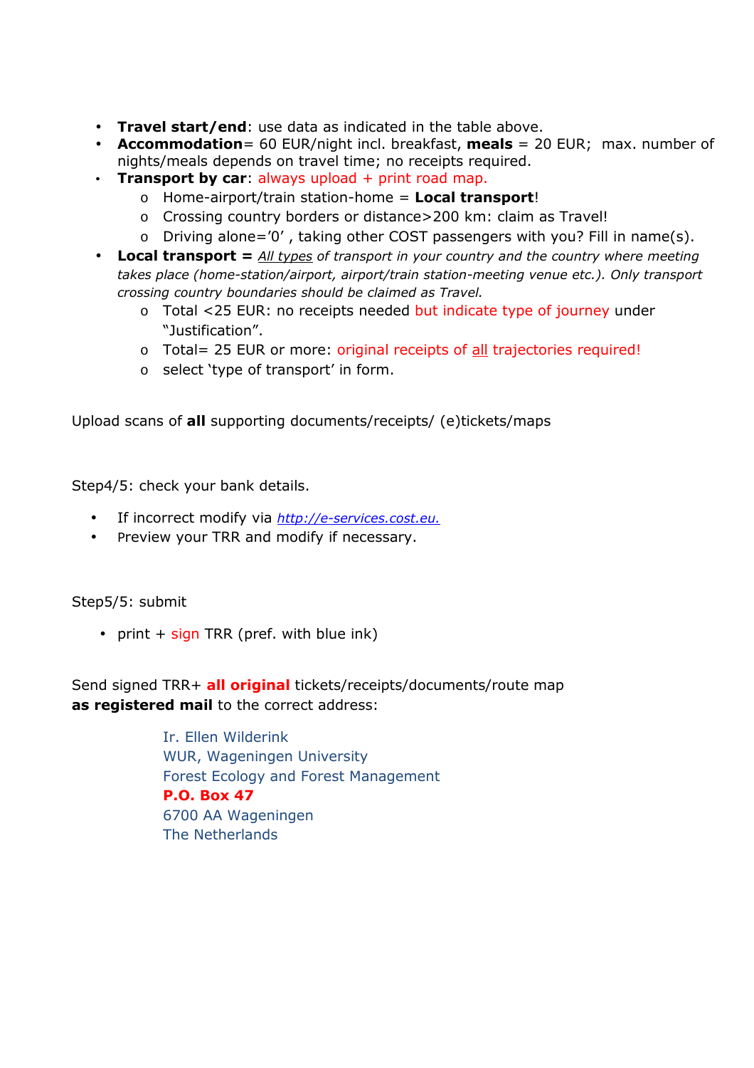- **Travel start/end**: use data as indicated in the table above.
- **Accommodation**= 60 EUR/night incl. breakfast, **meals** = 20 EUR;  max. number of nights/meals depends on travel time; no receipts required.
- **Transport by car**: always upload + print road map.
  - Home-airport/train station-home = **Local transport**!
  - Crossing country borders or distance>200 km: claim as Travel!
  - Driving alone='0' , taking other COST passengers with you? Fill in name(s).
- **Local transport =** *All types of transport in your country and the country where meeting takes place (home-station/airport, airport/train station-meeting venue etc.). Only transport crossing country boundaries should be claimed as Travel.*
  - Total <25 EUR: no receipts needed but indicate type of journey under "Justification".
  - Total= 25 EUR or more: original receipts of all trajectories required!
  - select 'type of transport' in form.

Upload scans of **all** supporting documents/receipts/ (e)tickets/maps

Step4/5: check your bank details.

- If incorrect modify via *http://e-services.cost.eu.*
- Preview your TRR and modify if necessary.

Step5/5: submit

- print + sign TRR (pref. with blue ink)

Send signed TRR+ **all original** tickets/receipts/documents/route map
**as registered mail** to the correct address:

Ir. Ellen Wilderink
WUR, Wageningen University
Forest Ecology and Forest Management
**P.O. Box 47**
6700 AA Wageningen
The Netherlands